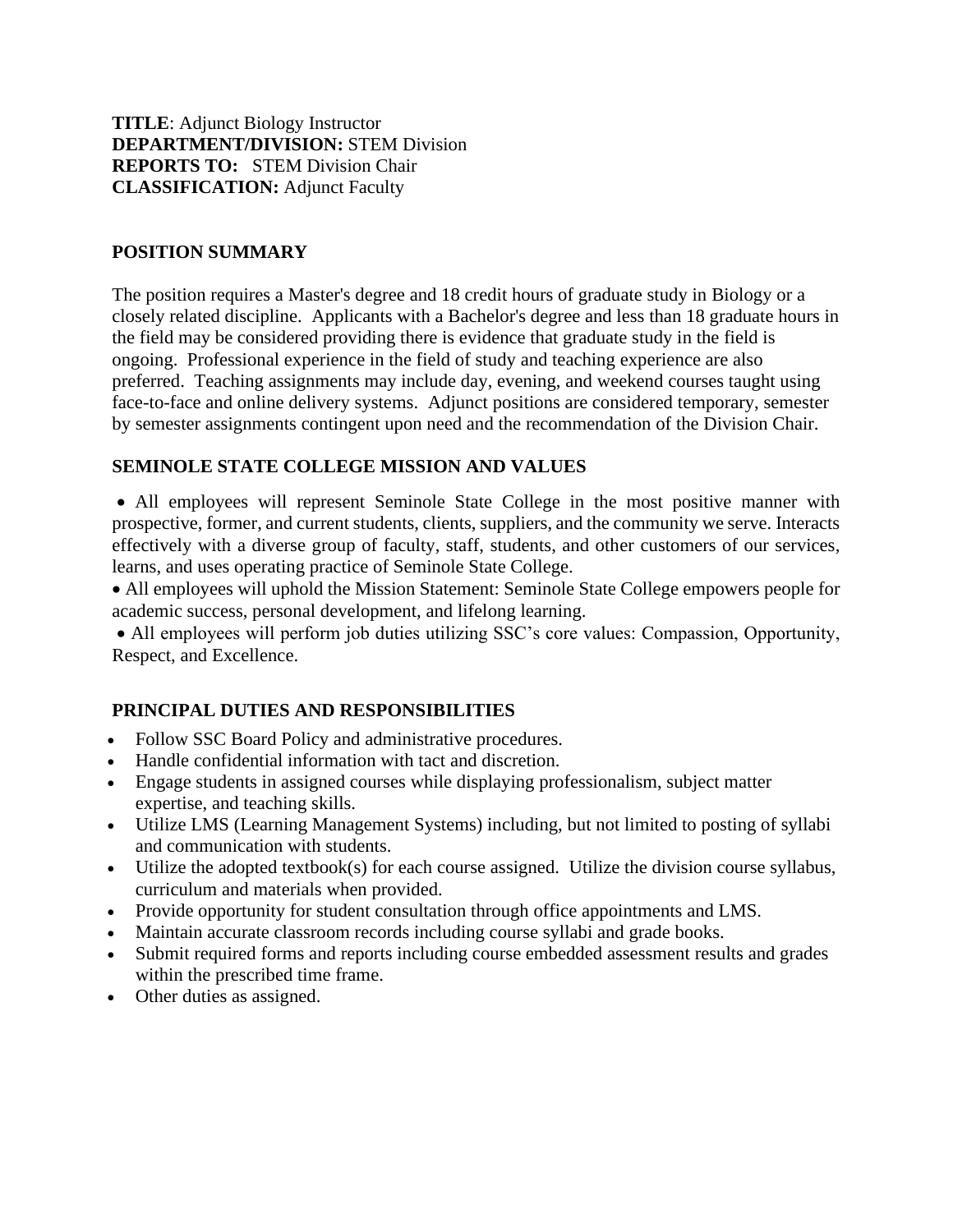**TITLE**: Adjunct Biology Instructor
**DEPARTMENT/DIVISION:** STEM Division
**REPORTS TO:** STEM Division Chair
**CLASSIFICATION:** Adjunct Faculty

## POSITION SUMMARY

The position requires a Master's degree and 18 credit hours of graduate study in Biology or a closely related discipline. Applicants with a Bachelor's degree and less than 18 graduate hours in the field may be considered providing there is evidence that graduate study in the field is ongoing. Professional experience in the field of study and teaching experience are also preferred. Teaching assignments may include day, evening, and weekend courses taught using face-to-face and online delivery systems. Adjunct positions are considered temporary, semester by semester assignments contingent upon need and the recommendation of the Division Chair.

## SEMINOLE STATE COLLEGE MISSION AND VALUES

- All employees will represent Seminole State College in the most positive manner with prospective, former, and current students, clients, suppliers, and the community we serve. Interacts effectively with a diverse group of faculty, staff, students, and other customers of our services, learns, and uses operating practice of Seminole State College.
- All employees will uphold the Mission Statement: Seminole State College empowers people for academic success, personal development, and lifelong learning.
- All employees will perform job duties utilizing SSC's core values: Compassion, Opportunity, Respect, and Excellence.

## PRINCIPAL DUTIES AND RESPONSIBILITIES

- Follow SSC Board Policy and administrative procedures.
- Handle confidential information with tact and discretion.
- Engage students in assigned courses while displaying professionalism, subject matter expertise, and teaching skills.
- Utilize LMS (Learning Management Systems) including, but not limited to posting of syllabi and communication with students.
- Utilize the adopted textbook(s) for each course assigned. Utilize the division course syllabus, curriculum and materials when provided.
- Provide opportunity for student consultation through office appointments and LMS.
- Maintain accurate classroom records including course syllabi and grade books.
- Submit required forms and reports including course embedded assessment results and grades within the prescribed time frame.
- Other duties as assigned.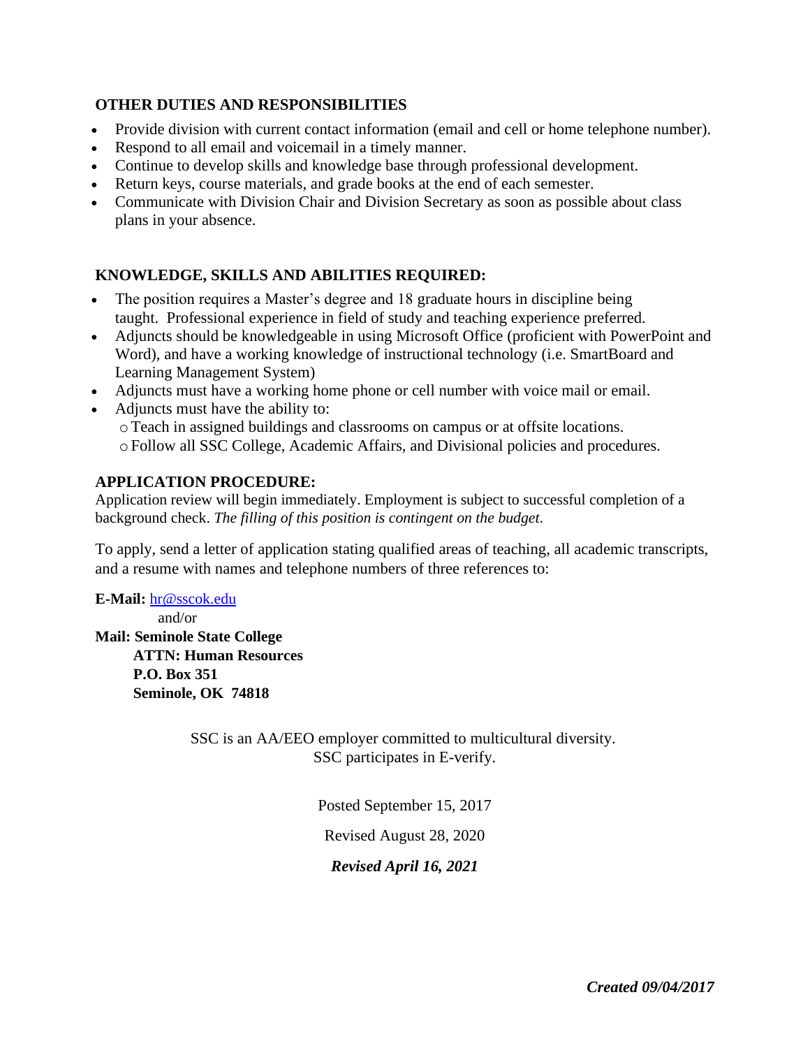### OTHER DUTIES AND RESPONSIBILITIES

- Provide division with current contact information (email and cell or home telephone number).
- Respond to all email and voicemail in a timely manner.
- Continue to develop skills and knowledge base through professional development.
- Return keys, course materials, and grade books at the end of each semester.
- Communicate with Division Chair and Division Secretary as soon as possible about class plans in your absence.

### KNOWLEDGE, SKILLS AND ABILITIES REQUIRED:

- The position requires a Master's degree and 18 graduate hours in discipline being taught. Professional experience in field of study and teaching experience preferred.
- Adjuncts should be knowledgeable in using Microsoft Office (proficient with PowerPoint and Word), and have a working knowledge of instructional technology (i.e. SmartBoard and Learning Management System)
- Adjuncts must have a working home phone or cell number with voice mail or email.
- Adjuncts must have the ability to:
  - Teach in assigned buildings and classrooms on campus or at offsite locations.
  - Follow all SSC College, Academic Affairs, and Divisional policies and procedures.

### APPLICATION PROCEDURE:

Application review will begin immediately. Employment is subject to successful completion of a background check. *The filling of this position is contingent on the budget.*

To apply, send a letter of application stating qualified areas of teaching, all academic transcripts, and a resume with names and telephone numbers of three references to:

**E-Mail:** hr@sscok.edu
and/or
**Mail: Seminole State College**
**ATTN: Human Resources**
**P.O. Box 351**
**Seminole, OK 74818**

SSC is an AA/EEO employer committed to multicultural diversity.
SSC participates in E-verify.

Posted September 15, 2017

Revised August 28, 2020

***Revised April 16, 2021***

***Created 09/04/2017***